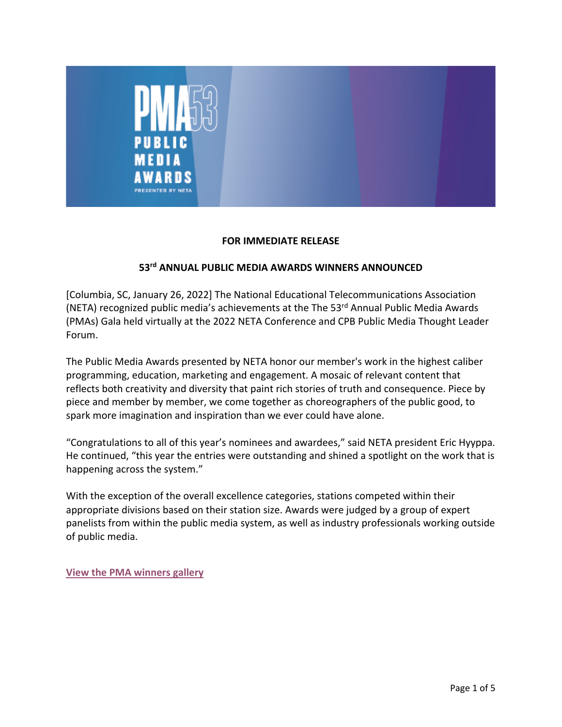**FOR IMMEDIATE RELEASE**

## 53rd ANNUAL PUBLIC MEDIA AWARDS WINNERS ANNOUNCED

[Columbia, SC, January 26, 2022] The National Educational Telecommunications Association (NETA) recognized public media's achievements at the The 53rd Annual Public Media Awards (PMAs) Gala held virtually at the 2022 NETA Conference and CPB Public Media Thought Leader Forum.

The Public Media Awards presented by NETA honor our member's work in the highest caliber programming, education, marketing and engagement. A mosaic of relevant content that reflects both creativity and diversity that paint rich stories of truth and consequence. Piece by piece and member by member, we come together as choreographers of the public good, to spark more imagination and inspiration than we ever could have alone.

"Congratulations to all of this year's nominees and awardees," said NETA president Eric Hyyppa. He continued, "this year the entries were outstanding and shined a spotlight on the work that is happening across the system."

With the exception of the overall excellence categories, stations competed within their appropriate divisions based on their station size. Awards were judged by a group of expert panelists from within the public media system, as well as industry professionals working outside of public media.

**View the PMA winners gallery**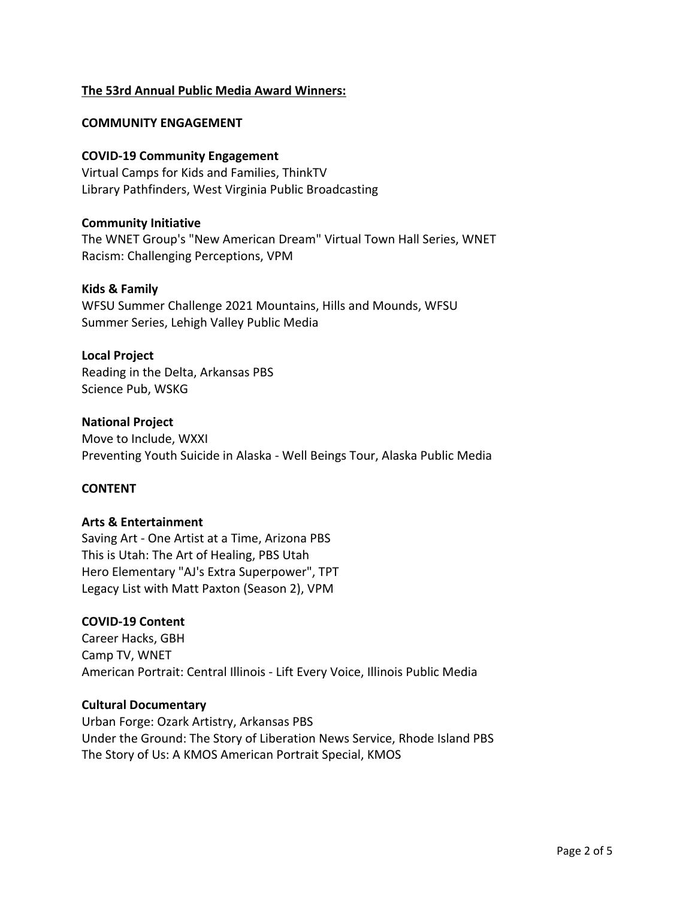## The 53rd Annual Public Media Award Winners:

### COMMUNITY ENGAGEMENT

**COVID-19 Community Engagement**
Virtual Camps for Kids and Families, ThinkTV
Library Pathfinders, West Virginia Public Broadcasting

**Community Initiative**
The WNET Group's "New American Dream" Virtual Town Hall Series, WNET
Racism: Challenging Perceptions, VPM

**Kids & Family**
WFSU Summer Challenge 2021 Mountains, Hills and Mounds, WFSU
Summer Series, Lehigh Valley Public Media

**Local Project**
Reading in the Delta, Arkansas PBS
Science Pub, WSKG

**National Project**
Move to Include, WXXI
Preventing Youth Suicide in Alaska - Well Beings Tour, Alaska Public Media

### CONTENT

**Arts & Entertainment**
Saving Art - One Artist at a Time, Arizona PBS
This is Utah: The Art of Healing, PBS Utah
Hero Elementary "AJ's Extra Superpower", TPT
Legacy List with Matt Paxton (Season 2), VPM

**COVID-19 Content**
Career Hacks, GBH
Camp TV, WNET
American Portrait: Central Illinois - Lift Every Voice, Illinois Public Media

**Cultural Documentary**
Urban Forge: Ozark Artistry, Arkansas PBS
Under the Ground: The Story of Liberation News Service, Rhode Island PBS
The Story of Us: A KMOS American Portrait Special, KMOS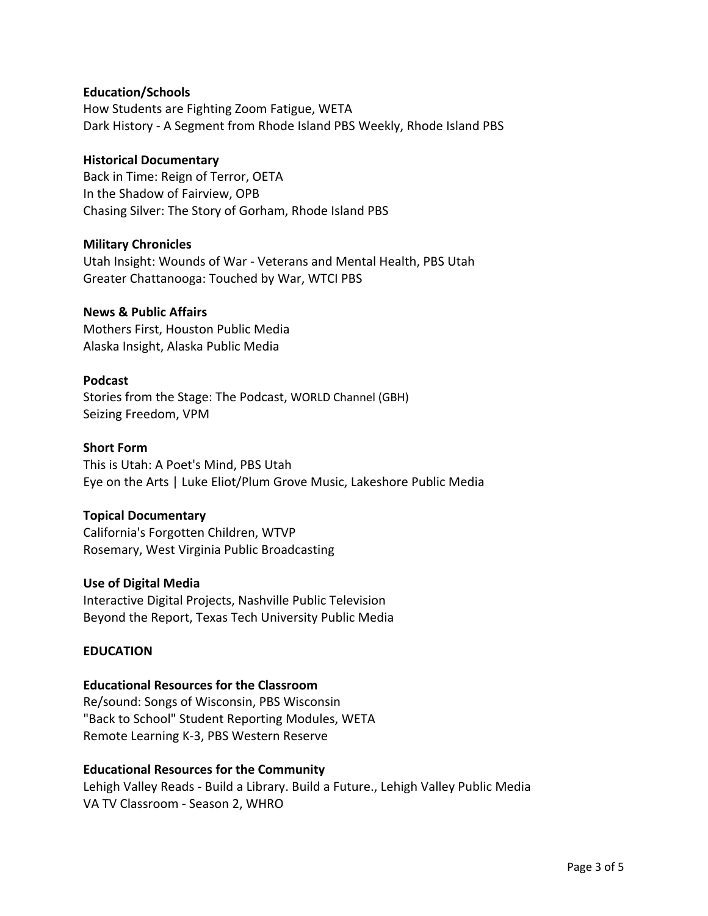**Education/Schools**
How Students are Fighting Zoom Fatigue, WETA
Dark History - A Segment from Rhode Island PBS Weekly, Rhode Island PBS

**Historical Documentary**
Back in Time: Reign of Terror, OETA
In the Shadow of Fairview, OPB
Chasing Silver: The Story of Gorham, Rhode Island PBS

**Military Chronicles**
Utah Insight: Wounds of War - Veterans and Mental Health, PBS Utah
Greater Chattanooga: Touched by War, WTCI PBS

**News & Public Affairs**
Mothers First, Houston Public Media
Alaska Insight, Alaska Public Media

**Podcast**
Stories from the Stage: The Podcast, WORLD Channel (GBH)
Seizing Freedom, VPM

**Short Form**
This is Utah: A Poet's Mind, PBS Utah
Eye on the Arts | Luke Eliot/Plum Grove Music, Lakeshore Public Media

**Topical Documentary**
California's Forgotten Children, WTVP
Rosemary, West Virginia Public Broadcasting

**Use of Digital Media**
Interactive Digital Projects, Nashville Public Television
Beyond the Report, Texas Tech University Public Media

**EDUCATION**

**Educational Resources for the Classroom**
Re/sound: Songs of Wisconsin, PBS Wisconsin
"Back to School" Student Reporting Modules, WETA
Remote Learning K-3, PBS Western Reserve

**Educational Resources for the Community**
Lehigh Valley Reads - Build a Library. Build a Future., Lehigh Valley Public Media
VA TV Classroom - Season 2, WHRO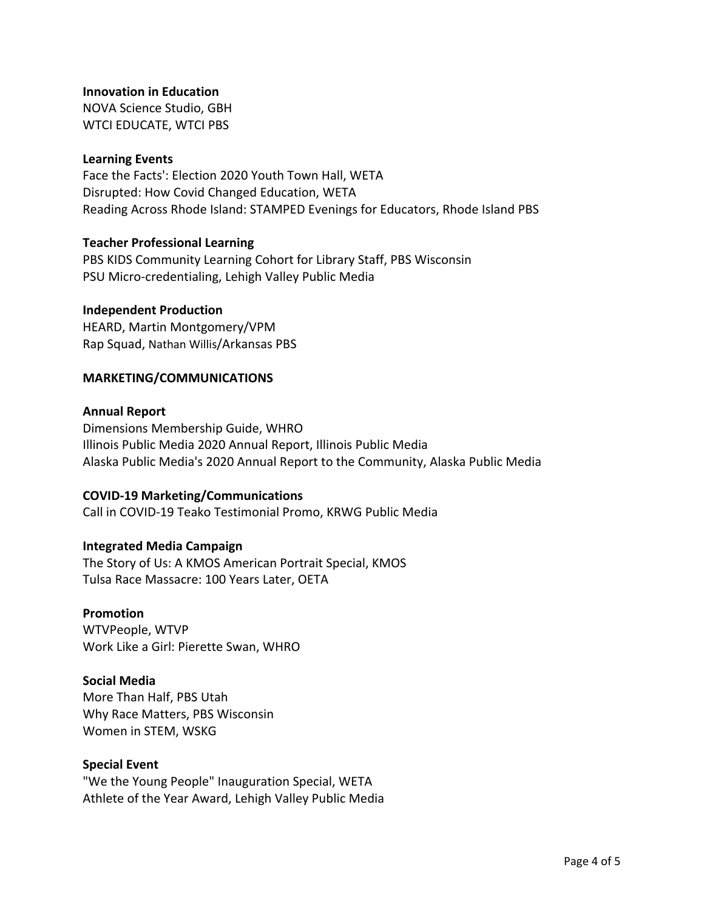**Innovation in Education**
NOVA Science Studio, GBH
WTCI EDUCATE, WTCI PBS

**Learning Events**
Face the Facts': Election 2020 Youth Town Hall, WETA
Disrupted: How Covid Changed Education, WETA
Reading Across Rhode Island: STAMPED Evenings for Educators, Rhode Island PBS

**Teacher Professional Learning**
PBS KIDS Community Learning Cohort for Library Staff, PBS Wisconsin
PSU Micro-credentialing, Lehigh Valley Public Media

**Independent Production**
HEARD, Martin Montgomery/VPM
Rap Squad, Nathan Willis/Arkansas PBS

**MARKETING/COMMUNICATIONS**

**Annual Report**
Dimensions Membership Guide, WHRO
Illinois Public Media 2020 Annual Report, Illinois Public Media
Alaska Public Media's 2020 Annual Report to the Community, Alaska Public Media

**COVID-19 Marketing/Communications**
Call in COVID-19 Teako Testimonial Promo, KRWG Public Media

**Integrated Media Campaign**
The Story of Us: A KMOS American Portrait Special, KMOS
Tulsa Race Massacre: 100 Years Later, OETA

**Promotion**
WTVPeople, WTVP
Work Like a Girl: Pierette Swan, WHRO

**Social Media**
More Than Half, PBS Utah
Why Race Matters, PBS Wisconsin
Women in STEM, WSKG

**Special Event**
"We the Young People" Inauguration Special, WETA
Athlete of the Year Award, Lehigh Valley Public Media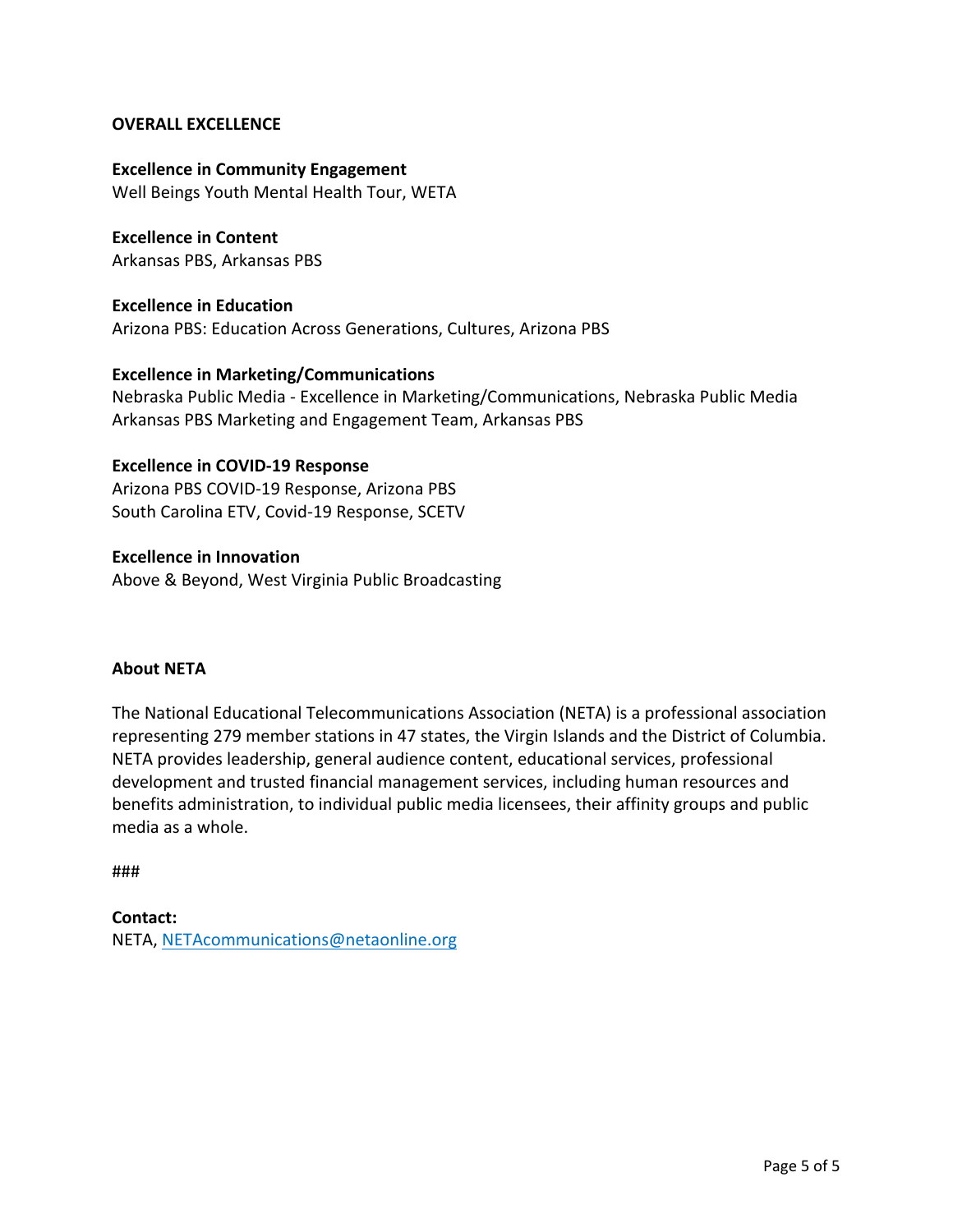**OVERALL EXCELLENCE**

**Excellence in Community Engagement**
Well Beings Youth Mental Health Tour, WETA

**Excellence in Content**
Arkansas PBS, Arkansas PBS

**Excellence in Education**
Arizona PBS: Education Across Generations, Cultures, Arizona PBS

**Excellence in Marketing/Communications**
Nebraska Public Media - Excellence in Marketing/Communications, Nebraska Public Media
Arkansas PBS Marketing and Engagement Team, Arkansas PBS

**Excellence in COVID-19 Response**
Arizona PBS COVID-19 Response, Arizona PBS
South Carolina ETV, Covid-19 Response, SCETV

**Excellence in Innovation**
Above & Beyond, West Virginia Public Broadcasting

**About NETA**

The National Educational Telecommunications Association (NETA) is a professional association representing 279 member stations in 47 states, the Virgin Islands and the District of Columbia. NETA provides leadership, general audience content, educational services, professional development and trusted financial management services, including human resources and benefits administration, to individual public media licensees, their affinity groups and public media as a whole.

###

**Contact:**
NETA, NETAcommunications@netaonline.org